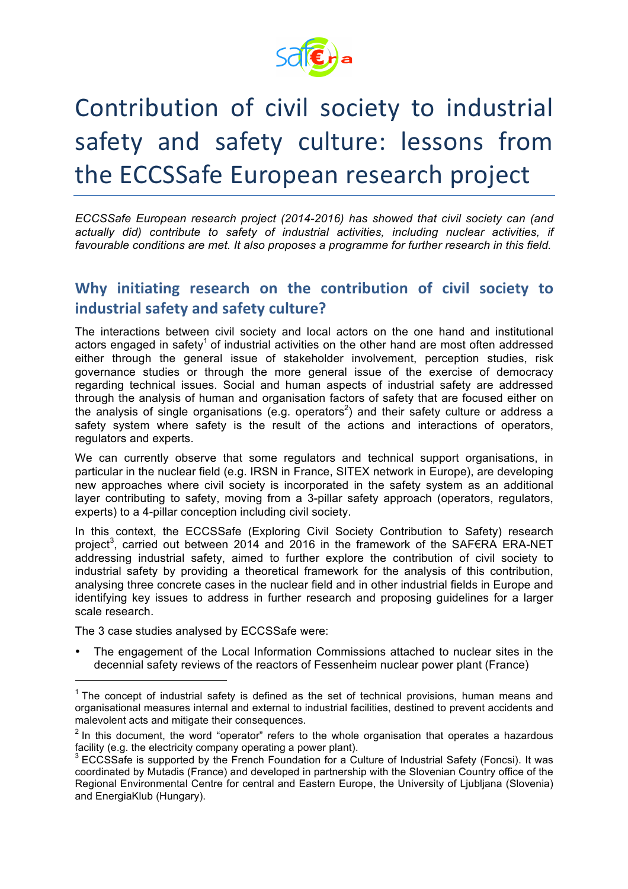# Contribution of civil society to industrial safety and safety culture: lessons from the ECCSSafe European research project

*ECCSSafe European research project (2014-2016) has showed that civil society can (and actually did) contribute to safety of industrial activities, including nuclear activities, if favourable conditions are met. It also proposes a programme for further research in this field.*

## Why initiating research on the contribution of civil society to industrial safety and safety culture?

The interactions between civil society and local actors on the one hand and institutional actors engaged in safety[1] of industrial activities on the other hand are most often addressed either through the general issue of stakeholder involvement, perception studies, risk governance studies or through the more general issue of the exercise of democracy regarding technical issues. Social and human aspects of industrial safety are addressed through the analysis of human and organisation factors of safety that are focused either on the analysis of single organisations (e.g. operators[2]) and their safety culture or address a safety system where safety is the result of the actions and interactions of operators, regulators and experts.

We can currently observe that some regulators and technical support organisations, in particular in the nuclear field (e.g. IRSN in France, SITEX network in Europe), are developing new approaches where civil society is incorporated in the safety system as an additional layer contributing to safety, moving from a 3-pillar safety approach (operators, regulators, experts) to a 4-pillar conception including civil society.

In this context, the ECCSSafe (Exploring Civil Society Contribution to Safety) research project[3], carried out between 2014 and 2016 in the framework of the SAF€RA ERA-NET addressing industrial safety, aimed to further explore the contribution of civil society to industrial safety by providing a theoretical framework for the analysis of this contribution, analysing three concrete cases in the nuclear field and in other industrial fields in Europe and identifying key issues to address in further research and proposing guidelines for a larger scale research.

The 3 case studies analysed by ECCSSafe were:

- The engagement of the Local Information Commissions attached to nuclear sites in the decennial safety reviews of the reactors of Fessenheim nuclear power plant (France)

---

[1] The concept of industrial safety is defined as the set of technical provisions, human means and organisational measures internal and external to industrial facilities, destined to prevent accidents and malevolent acts and mitigate their consequences.

[2] In this document, the word "operator" refers to the whole organisation that operates a hazardous facility (e.g. the electricity company operating a power plant).

[3] ECCSSafe is supported by the French Foundation for a Culture of Industrial Safety (Foncsi). It was coordinated by Mutadis (France) and developed in partnership with the Slovenian Country office of the Regional Environmental Centre for central and Eastern Europe, the University of Ljubljana (Slovenia) and EnergiaKlub (Hungary).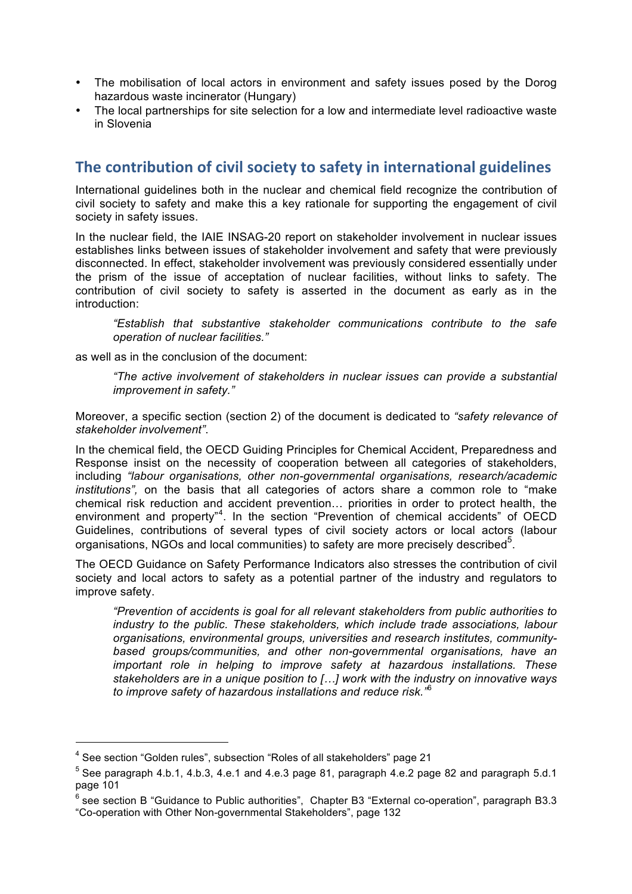- The mobilisation of local actors in environment and safety issues posed by the Dorog hazardous waste incinerator (Hungary)
- The local partnerships for site selection for a low and intermediate level radioactive waste in Slovenia

## The contribution of civil society to safety in international guidelines

International guidelines both in the nuclear and chemical field recognize the contribution of civil society to safety and make this a key rationale for supporting the engagement of civil society in safety issues.

In the nuclear field, the IAIE INSAG-20 report on stakeholder involvement in nuclear issues establishes links between issues of stakeholder involvement and safety that were previously disconnected. In effect, stakeholder involvement was previously considered essentially under the prism of the issue of acceptation of nuclear facilities, without links to safety. The contribution of civil society to safety is asserted in the document as early as in the introduction:

> *"Establish that substantive stakeholder communications contribute to the safe operation of nuclear facilities."*

as well as in the conclusion of the document:

> *"The active involvement of stakeholders in nuclear issues can provide a substantial improvement in safety."*

Moreover, a specific section (section 2) of the document is dedicated to *"safety relevance of stakeholder involvement"*.

In the chemical field, the OECD Guiding Principles for Chemical Accident, Preparedness and Response insist on the necessity of cooperation between all categories of stakeholders, including *"labour organisations, other non-governmental organisations, research/academic institutions",* on the basis that all categories of actors share a common role to "make chemical risk reduction and accident prevention… priorities in order to protect health, the environment and property"[4]. In the section "Prevention of chemical accidents" of OECD Guidelines, contributions of several types of civil society actors or local actors (labour organisations, NGOs and local communities) to safety are more precisely described[5].

The OECD Guidance on Safety Performance Indicators also stresses the contribution of civil society and local actors to safety as a potential partner of the industry and regulators to improve safety.

> *"Prevention of accidents is goal for all relevant stakeholders from public authorities to industry to the public. These stakeholders, which include trade associations, labour organisations, environmental groups, universities and research institutes, community-based groups/communities, and other non-governmental organisations, have an important role in helping to improve safety at hazardous installations. These stakeholders are in a unique position to […] work with the industry on innovative ways to improve safety of hazardous installations and reduce risk."*[6]

---

[4] See section "Golden rules", subsection "Roles of all stakeholders" page 21

[5] See paragraph 4.b.1, 4.b.3, 4.e.1 and 4.e.3 page 81, paragraph 4.e.2 page 82 and paragraph 5.d.1 page 101

[6] see section B "Guidance to Public authorities", Chapter B3 "External co-operation", paragraph B3.3 "Co-operation with Other Non-governmental Stakeholders", page 132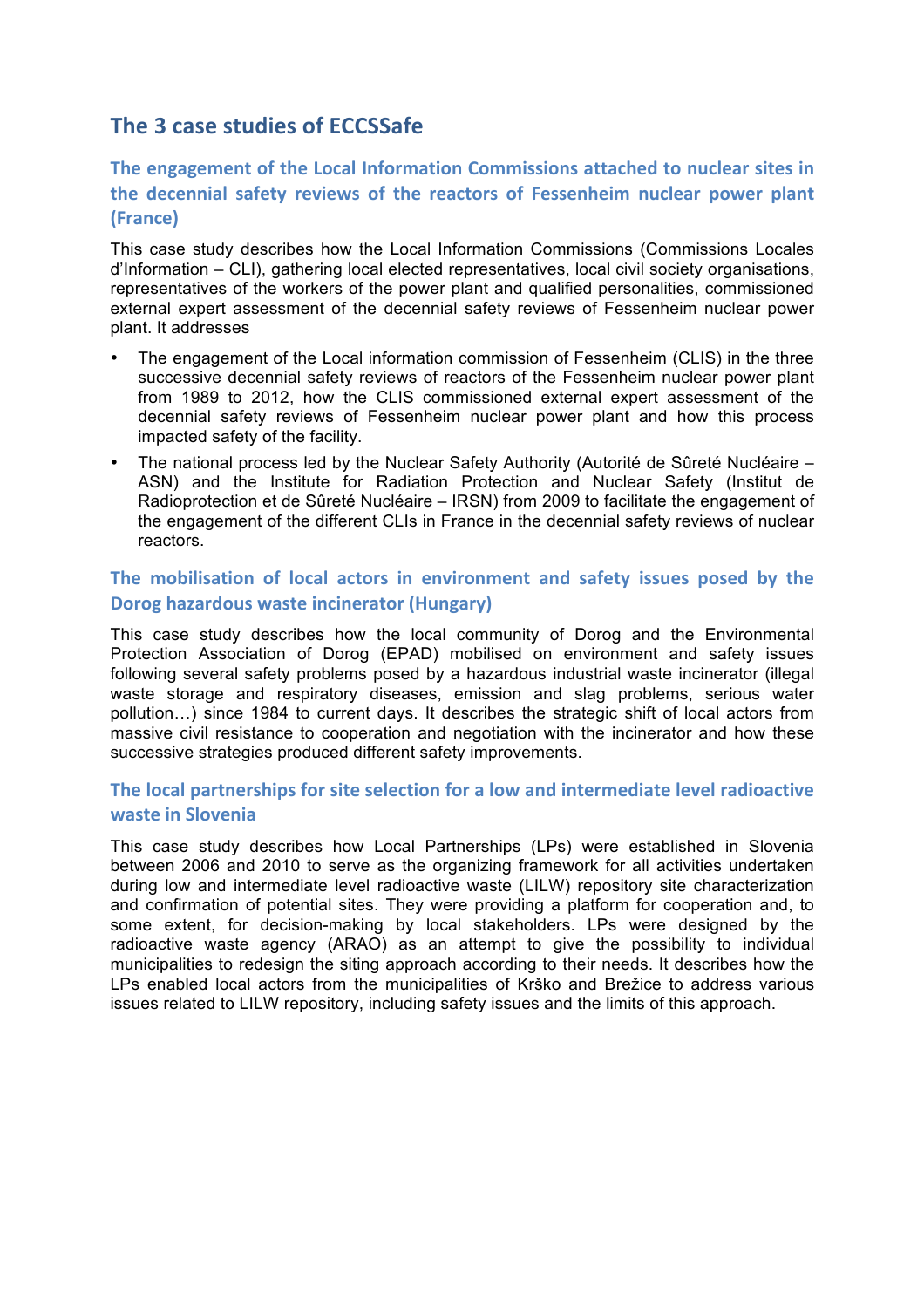# The 3 case studies of ECCSSafe

## The engagement of the Local Information Commissions attached to nuclear sites in the decennial safety reviews of the reactors of Fessenheim nuclear power plant (France)

This case study describes how the Local Information Commissions (Commissions Locales d'Information – CLI), gathering local elected representatives, local civil society organisations, representatives of the workers of the power plant and qualified personalities, commissioned external expert assessment of the decennial safety reviews of Fessenheim nuclear power plant. It addresses

- The engagement of the Local information commission of Fessenheim (CLIS) in the three successive decennial safety reviews of reactors of the Fessenheim nuclear power plant from 1989 to 2012, how the CLIS commissioned external expert assessment of the decennial safety reviews of Fessenheim nuclear power plant and how this process impacted safety of the facility.
- The national process led by the Nuclear Safety Authority (Autorité de Sûreté Nucléaire – ASN) and the Institute for Radiation Protection and Nuclear Safety (Institut de Radioprotection et de Sûreté Nucléaire – IRSN) from 2009 to facilitate the engagement of the engagement of the different CLIs in France in the decennial safety reviews of nuclear reactors.

## The mobilisation of local actors in environment and safety issues posed by the Dorog hazardous waste incinerator (Hungary)

This case study describes how the local community of Dorog and the Environmental Protection Association of Dorog (EPAD) mobilised on environment and safety issues following several safety problems posed by a hazardous industrial waste incinerator (illegal waste storage and respiratory diseases, emission and slag problems, serious water pollution…) since 1984 to current days. It describes the strategic shift of local actors from massive civil resistance to cooperation and negotiation with the incinerator and how these successive strategies produced different safety improvements.

## The local partnerships for site selection for a low and intermediate level radioactive waste in Slovenia

This case study describes how Local Partnerships (LPs) were established in Slovenia between 2006 and 2010 to serve as the organizing framework for all activities undertaken during low and intermediate level radioactive waste (LILW) repository site characterization and confirmation of potential sites. They were providing a platform for cooperation and, to some extent, for decision-making by local stakeholders. LPs were designed by the radioactive waste agency (ARAO) as an attempt to give the possibility to individual municipalities to redesign the siting approach according to their needs. It describes how the LPs enabled local actors from the municipalities of Krško and Brežice to address various issues related to LILW repository, including safety issues and the limits of this approach.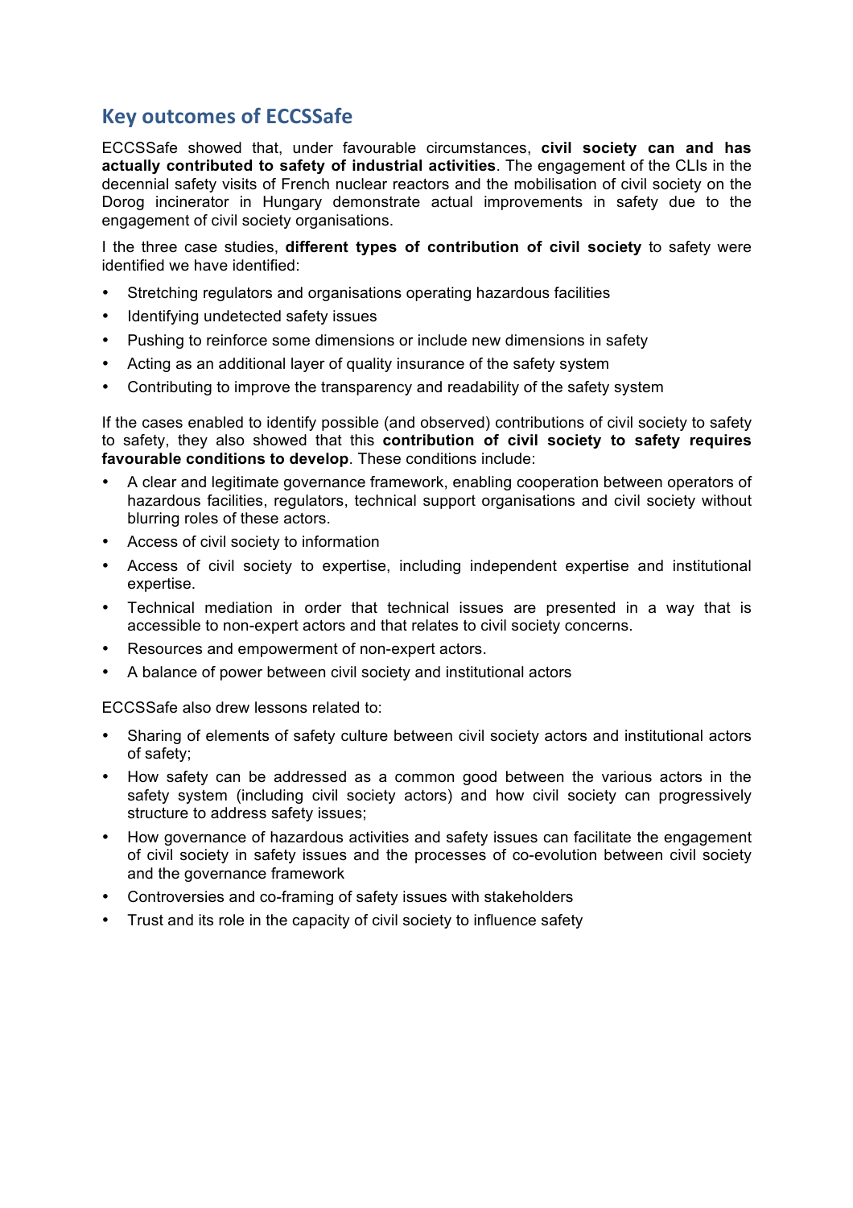## Key outcomes of ECCSSafe

ECCSSafe showed that, under favourable circumstances, **civil society can and has actually contributed to safety of industrial activities**. The engagement of the CLIs in the decennial safety visits of French nuclear reactors and the mobilisation of civil society on the Dorog incinerator in Hungary demonstrate actual improvements in safety due to the engagement of civil society organisations.

I the three case studies, **different types of contribution of civil society** to safety were identified we have identified:

- Stretching regulators and organisations operating hazardous facilities
- Identifying undetected safety issues
- Pushing to reinforce some dimensions or include new dimensions in safety
- Acting as an additional layer of quality insurance of the safety system
- Contributing to improve the transparency and readability of the safety system

If the cases enabled to identify possible (and observed) contributions of civil society to safety to safety, they also showed that this **contribution of civil society to safety requires favourable conditions to develop**. These conditions include:

- A clear and legitimate governance framework, enabling cooperation between operators of hazardous facilities, regulators, technical support organisations and civil society without blurring roles of these actors.
- Access of civil society to information
- Access of civil society to expertise, including independent expertise and institutional expertise.
- Technical mediation in order that technical issues are presented in a way that is accessible to non-expert actors and that relates to civil society concerns.
- Resources and empowerment of non-expert actors.
- A balance of power between civil society and institutional actors

ECCSSafe also drew lessons related to:

- Sharing of elements of safety culture between civil society actors and institutional actors of safety;
- How safety can be addressed as a common good between the various actors in the safety system (including civil society actors) and how civil society can progressively structure to address safety issues;
- How governance of hazardous activities and safety issues can facilitate the engagement of civil society in safety issues and the processes of co-evolution between civil society and the governance framework
- Controversies and co-framing of safety issues with stakeholders
- Trust and its role in the capacity of civil society to influence safety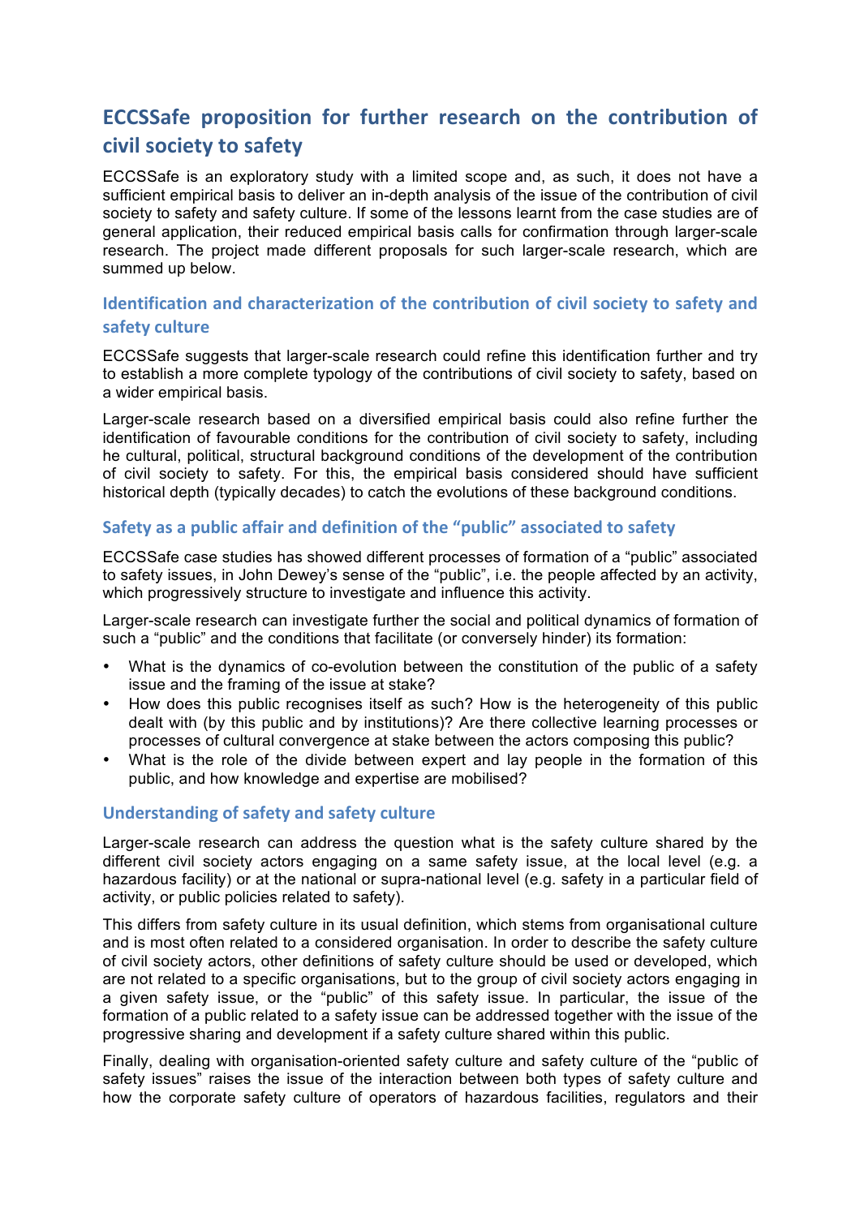## ECCSSafe proposition for further research on the contribution of civil society to safety

ECCSSafe is an exploratory study with a limited scope and, as such, it does not have a sufficient empirical basis to deliver an in-depth analysis of the issue of the contribution of civil society to safety and safety culture. If some of the lessons learnt from the case studies are of general application, their reduced empirical basis calls for confirmation through larger-scale research. The project made different proposals for such larger-scale research, which are summed up below.

### Identification and characterization of the contribution of civil society to safety and safety culture

ECCSSafe suggests that larger-scale research could refine this identification further and try to establish a more complete typology of the contributions of civil society to safety, based on a wider empirical basis.

Larger-scale research based on a diversified empirical basis could also refine further the identification of favourable conditions for the contribution of civil society to safety, including he cultural, political, structural background conditions of the development of the contribution of civil society to safety. For this, the empirical basis considered should have sufficient historical depth (typically decades) to catch the evolutions of these background conditions.

### Safety as a public affair and definition of the "public" associated to safety

ECCSSafe case studies has showed different processes of formation of a "public" associated to safety issues, in John Dewey's sense of the "public", i.e. the people affected by an activity, which progressively structure to investigate and influence this activity.

Larger-scale research can investigate further the social and political dynamics of formation of such a "public" and the conditions that facilitate (or conversely hinder) its formation:

- What is the dynamics of co-evolution between the constitution of the public of a safety issue and the framing of the issue at stake?
- How does this public recognises itself as such? How is the heterogeneity of this public dealt with (by this public and by institutions)? Are there collective learning processes or processes of cultural convergence at stake between the actors composing this public?
- What is the role of the divide between expert and lay people in the formation of this public, and how knowledge and expertise are mobilised?

### Understanding of safety and safety culture

Larger-scale research can address the question what is the safety culture shared by the different civil society actors engaging on a same safety issue, at the local level (e.g. a hazardous facility) or at the national or supra-national level (e.g. safety in a particular field of activity, or public policies related to safety).

This differs from safety culture in its usual definition, which stems from organisational culture and is most often related to a considered organisation. In order to describe the safety culture of civil society actors, other definitions of safety culture should be used or developed, which are not related to a specific organisations, but to the group of civil society actors engaging in a given safety issue, or the "public" of this safety issue. In particular, the issue of the formation of a public related to a safety issue can be addressed together with the issue of the progressive sharing and development if a safety culture shared within this public.

Finally, dealing with organisation-oriented safety culture and safety culture of the "public of safety issues" raises the issue of the interaction between both types of safety culture and how the corporate safety culture of operators of hazardous facilities, regulators and their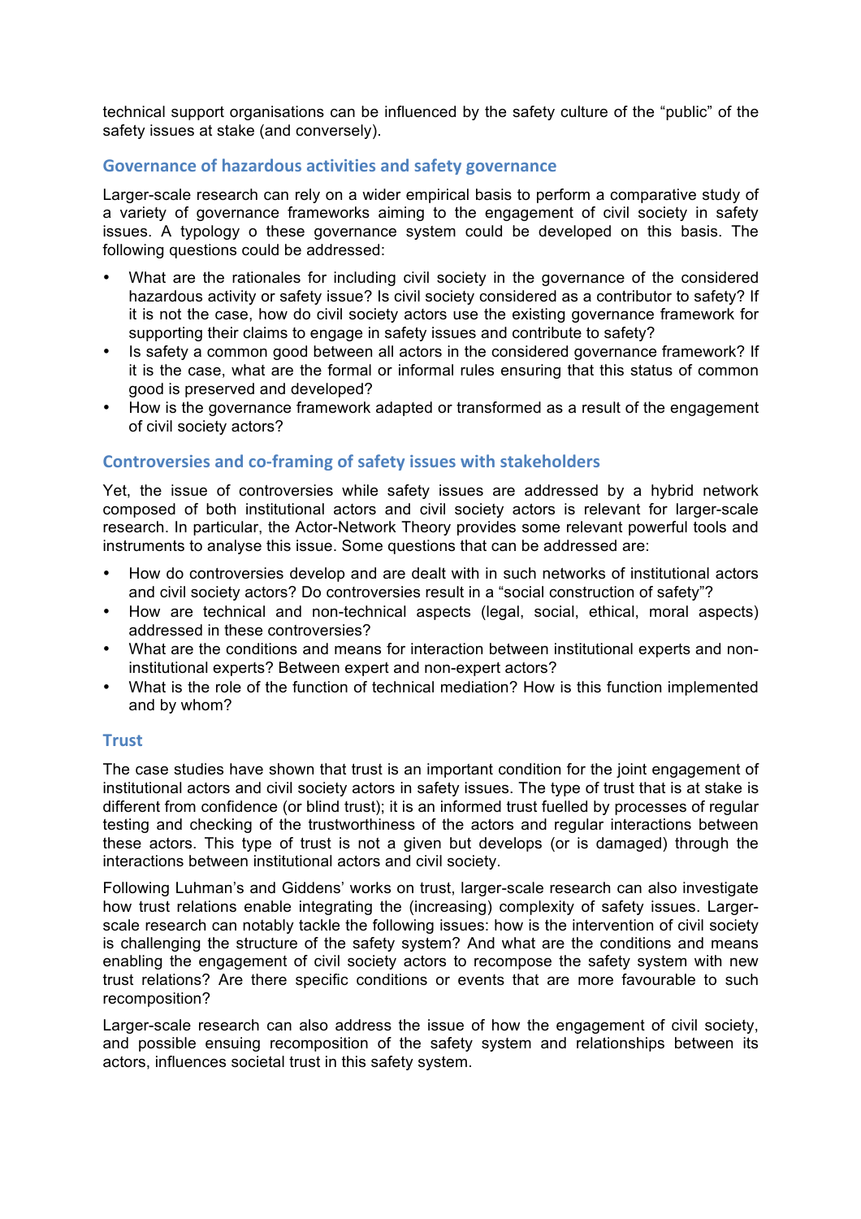technical support organisations can be influenced by the safety culture of the "public" of the safety issues at stake (and conversely).

## Governance of hazardous activities and safety governance

Larger-scale research can rely on a wider empirical basis to perform a comparative study of a variety of governance frameworks aiming to the engagement of civil society in safety issues. A typology o these governance system could be developed on this basis. The following questions could be addressed:

- What are the rationales for including civil society in the governance of the considered hazardous activity or safety issue? Is civil society considered as a contributor to safety? If it is not the case, how do civil society actors use the existing governance framework for supporting their claims to engage in safety issues and contribute to safety?
- Is safety a common good between all actors in the considered governance framework? If it is the case, what are the formal or informal rules ensuring that this status of common good is preserved and developed?
- How is the governance framework adapted or transformed as a result of the engagement of civil society actors?

## Controversies and co-framing of safety issues with stakeholders

Yet, the issue of controversies while safety issues are addressed by a hybrid network composed of both institutional actors and civil society actors is relevant for larger-scale research. In particular, the Actor-Network Theory provides some relevant powerful tools and instruments to analyse this issue. Some questions that can be addressed are:

- How do controversies develop and are dealt with in such networks of institutional actors and civil society actors? Do controversies result in a "social construction of safety"?
- How are technical and non-technical aspects (legal, social, ethical, moral aspects) addressed in these controversies?
- What are the conditions and means for interaction between institutional experts and non-institutional experts? Between expert and non-expert actors?
- What is the role of the function of technical mediation? How is this function implemented and by whom?

## Trust

The case studies have shown that trust is an important condition for the joint engagement of institutional actors and civil society actors in safety issues. The type of trust that is at stake is different from confidence (or blind trust); it is an informed trust fuelled by processes of regular testing and checking of the trustworthiness of the actors and regular interactions between these actors. This type of trust is not a given but develops (or is damaged) through the interactions between institutional actors and civil society.

Following Luhman's and Giddens' works on trust, larger-scale research can also investigate how trust relations enable integrating the (increasing) complexity of safety issues. Larger-scale research can notably tackle the following issues: how is the intervention of civil society is challenging the structure of the safety system? And what are the conditions and means enabling the engagement of civil society actors to recompose the safety system with new trust relations? Are there specific conditions or events that are more favourable to such recomposition?

Larger-scale research can also address the issue of how the engagement of civil society, and possible ensuing recomposition of the safety system and relationships between its actors, influences societal trust in this safety system.